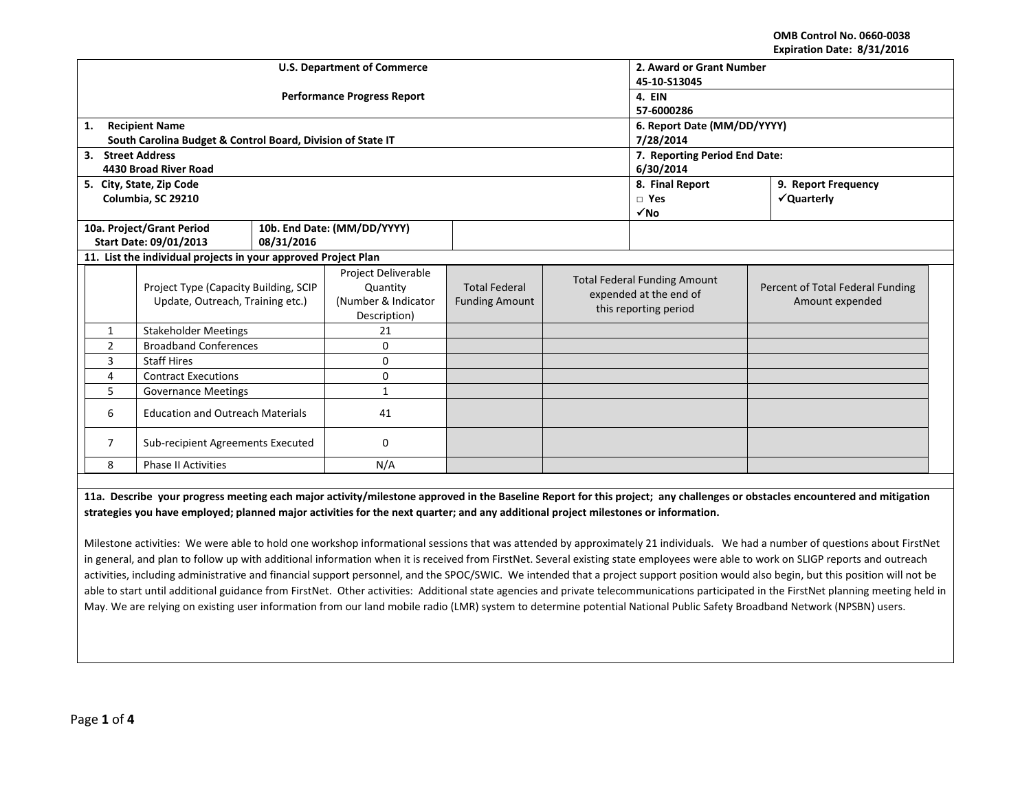OMB Control No. 0660-0038
Expiration Date: 8/31/2016

| U.S. Department of Commerce<br><br>Performance Progress Report | 2. Award or Grant Number<br>45-10-S13045 | |
|---|---|---|
| | 4. EIN<br>57-6000286 | |
| 1. Recipient Name<br>South Carolina Budget & Control Board, Division of State IT | 6. Report Date (MM/DD/YYYY)<br>7/28/2014 | |
| 3. Street Address<br>4430 Broad River Road | 7. Reporting Period End Date:<br>6/30/2014 | |
| 5. City, State, Zip Code<br>Columbia, SC 29210 | 8. Final Report<br>□ Yes<br>✓No | 9. Report Frequency<br>✓Quarterly |
| 10a. Project/Grant Period Start Date: 09/01/2013 | 10b. End Date: (MM/DD/YYYY)<br>08/31/2016 | |

**11. List the individual projects in your approved Project Plan**

| | Project Type (Capacity Building, SCIP Update, Outreach, Training etc.) | Project Deliverable Quantity (Number & Indicator Description) | Total Federal Funding Amount | Total Federal Funding Amount expended at the end of this reporting period | Percent of Total Federal Funding Amount expended |
|---|---|---|---|---|---|
| 1 | Stakeholder Meetings | 21 | | | |
| 2 | Broadband Conferences | 0 | | | |
| 3 | Staff Hires | 0 | | | |
| 4 | Contract Executions | 0 | | | |
| 5 | Governance Meetings | 1 | | | |
| 6 | Education and Outreach Materials | 41 | | | |
| 7 | Sub-recipient Agreements Executed | 0 | | | |
| 8 | Phase II Activities | N/A | | | |

**11a. Describe your progress meeting each major activity/milestone approved in the Baseline Report for this project; any challenges or obstacles encountered and mitigation strategies you have employed; planned major activities for the next quarter; and any additional project milestones or information.**

Milestone activities: We were able to hold one workshop informational sessions that was attended by approximately 21 individuals. We had a number of questions about FirstNet in general, and plan to follow up with additional information when it is received from FirstNet. Several existing state employees were able to work on SLIGP reports and outreach activities, including administrative and financial support personnel, and the SPOC/SWIC. We intended that a project support position would also begin, but this position will not be able to start until additional guidance from FirstNet. Other activities: Additional state agencies and private telecommunications participated in the FirstNet planning meeting held in May. We are relying on existing user information from our land mobile radio (LMR) system to determine potential National Public Safety Broadband Network (NPSBN) users.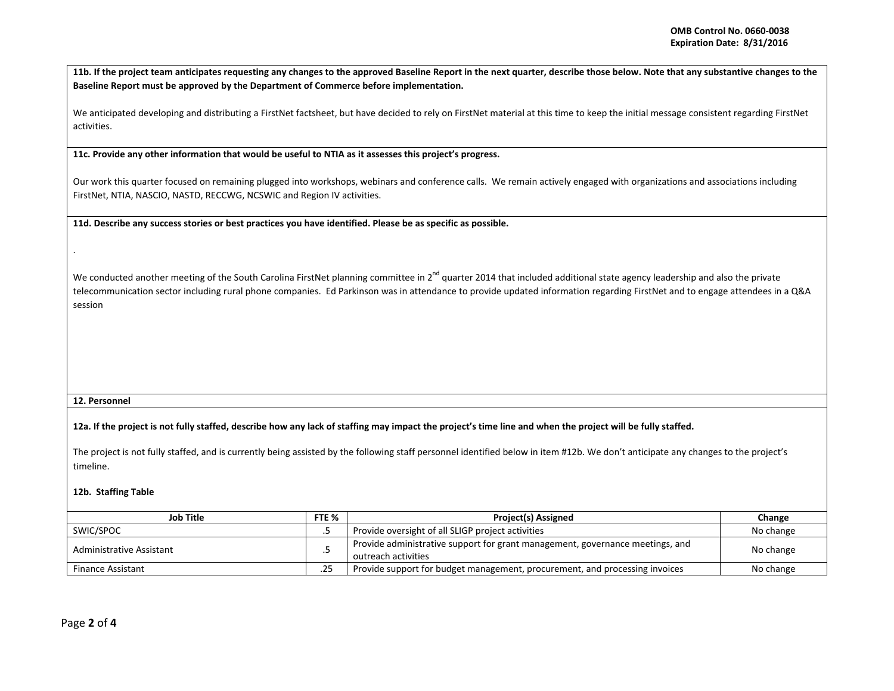**11b. If the project team anticipates requesting any changes to the approved Baseline Report in the next quarter, describe those below. Note that any substantive changes to the Baseline Report must be approved by the Department of Commerce before implementation.**

We anticipated developing and distributing a FirstNet factsheet, but have decided to rely on FirstNet material at this time to keep the initial message consistent regarding FirstNet activities.

**11c. Provide any other information that would be useful to NTIA as it assesses this project's progress.**

Our work this quarter focused on remaining plugged into workshops, webinars and conference calls. We remain actively engaged with organizations and associations including FirstNet, NTIA, NASCIO, NASTD, RECCWG, NCSWIC and Region IV activities.

**11d. Describe any success stories or best practices you have identified. Please be as specific as possible.**

.

We conducted another meeting of the South Carolina FirstNet planning committee in 2nd quarter 2014 that included additional state agency leadership and also the private telecommunication sector including rural phone companies. Ed Parkinson was in attendance to provide updated information regarding FirstNet and to engage attendees in a Q&A session

**12. Personnel**

**12a. If the project is not fully staffed, describe how any lack of staffing may impact the project's time line and when the project will be fully staffed.**

The project is not fully staffed, and is currently being assisted by the following staff personnel identified below in item #12b. We don't anticipate any changes to the project's timeline.

**12b. Staffing Table**

| Job Title | FTE % | Project(s) Assigned | Change |
|---|---|---|---|
| SWIC/SPOC | .5 | Provide oversight of all SLIGP project activities | No change |
| Administrative Assistant | .5 | Provide administrative support for grant management, governance meetings, and outreach activities | No change |
| Finance Assistant | .25 | Provide support for budget management, procurement, and processing invoices | No change |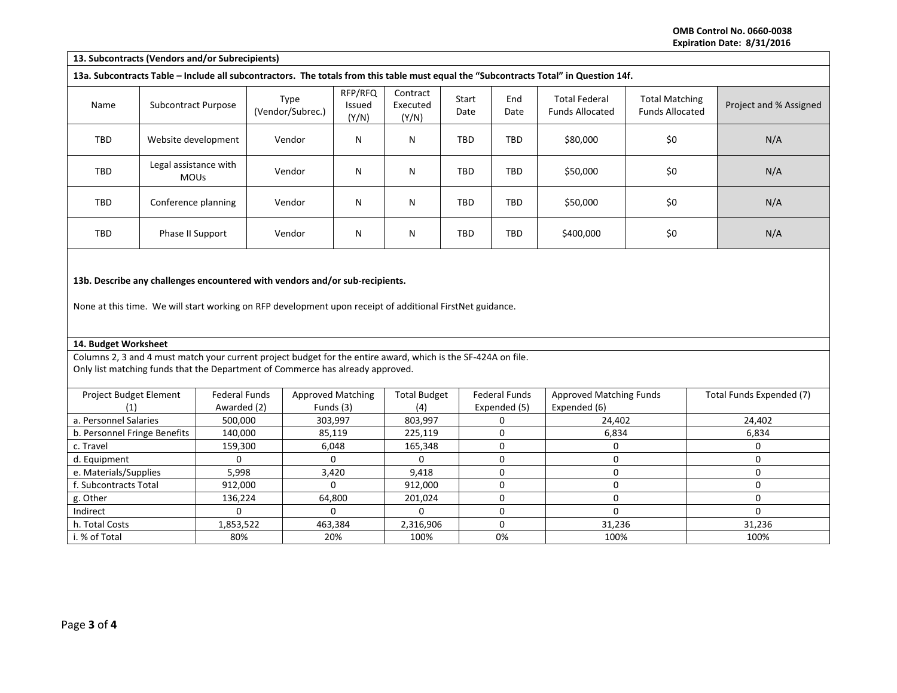**OMB Control No. 0660-0038**
**Expiration Date: 8/31/2016**

**13. Subcontracts (Vendors and/or Subrecipients)**

**13a. Subcontracts Table – Include all subcontractors. The totals from this table must equal the "Subcontracts Total" in Question 14f.**

| Name | Subcontract Purpose | Type (Vendor/Subrec.) | RFP/RFQ Issued (Y/N) | Contract Executed (Y/N) | Start Date | End Date | Total Federal Funds Allocated | Total Matching Funds Allocated | Project and % Assigned |
|---|---|---|---|---|---|---|---|---|---|
| TBD | Website development | Vendor | N | N | TBD | TBD | $80,000 | $0 | N/A |
| TBD | Legal assistance with MOUs | Vendor | N | N | TBD | TBD | $50,000 | $0 | N/A |
| TBD | Conference planning | Vendor | N | N | TBD | TBD | $50,000 | $0 | N/A |
| TBD | Phase II Support | Vendor | N | N | TBD | TBD | $400,000 | $0 | N/A |

**13b. Describe any challenges encountered with vendors and/or sub-recipients.**

None at this time. We will start working on RFP development upon receipt of additional FirstNet guidance.

**14. Budget Worksheet**

Columns 2, 3 and 4 must match your current project budget for the entire award, which is the SF-424A on file.
Only list matching funds that the Department of Commerce has already approved.

| Project Budget Element (1) | Federal Funds Awarded (2) | Approved Matching Funds (3) | Total Budget (4) | Federal Funds Expended (5) | Approved Matching Funds Expended (6) | Total Funds Expended (7) |
|---|---|---|---|---|---|---|
| a. Personnel Salaries | 500,000 | 303,997 | 803,997 | 0 | 24,402 | 24,402 |
| b. Personnel Fringe Benefits | 140,000 | 85,119 | 225,119 | 0 | 6,834 | 6,834 |
| c. Travel | 159,300 | 6,048 | 165,348 | 0 | 0 | 0 |
| d. Equipment | 0 | 0 | 0 | 0 | 0 | 0 |
| e. Materials/Supplies | 5,998 | 3,420 | 9,418 | 0 | 0 | 0 |
| f. Subcontracts Total | 912,000 | 0 | 912,000 | 0 | 0 | 0 |
| g. Other | 136,224 | 64,800 | 201,024 | 0 | 0 | 0 |
| Indirect | 0 | 0 | 0 | 0 | 0 | 0 |
| h. Total Costs | 1,853,522 | 463,384 | 2,316,906 | 0 | 31,236 | 31,236 |
| i. % of Total | 80% | 20% | 100% | 0% | 100% | 100% |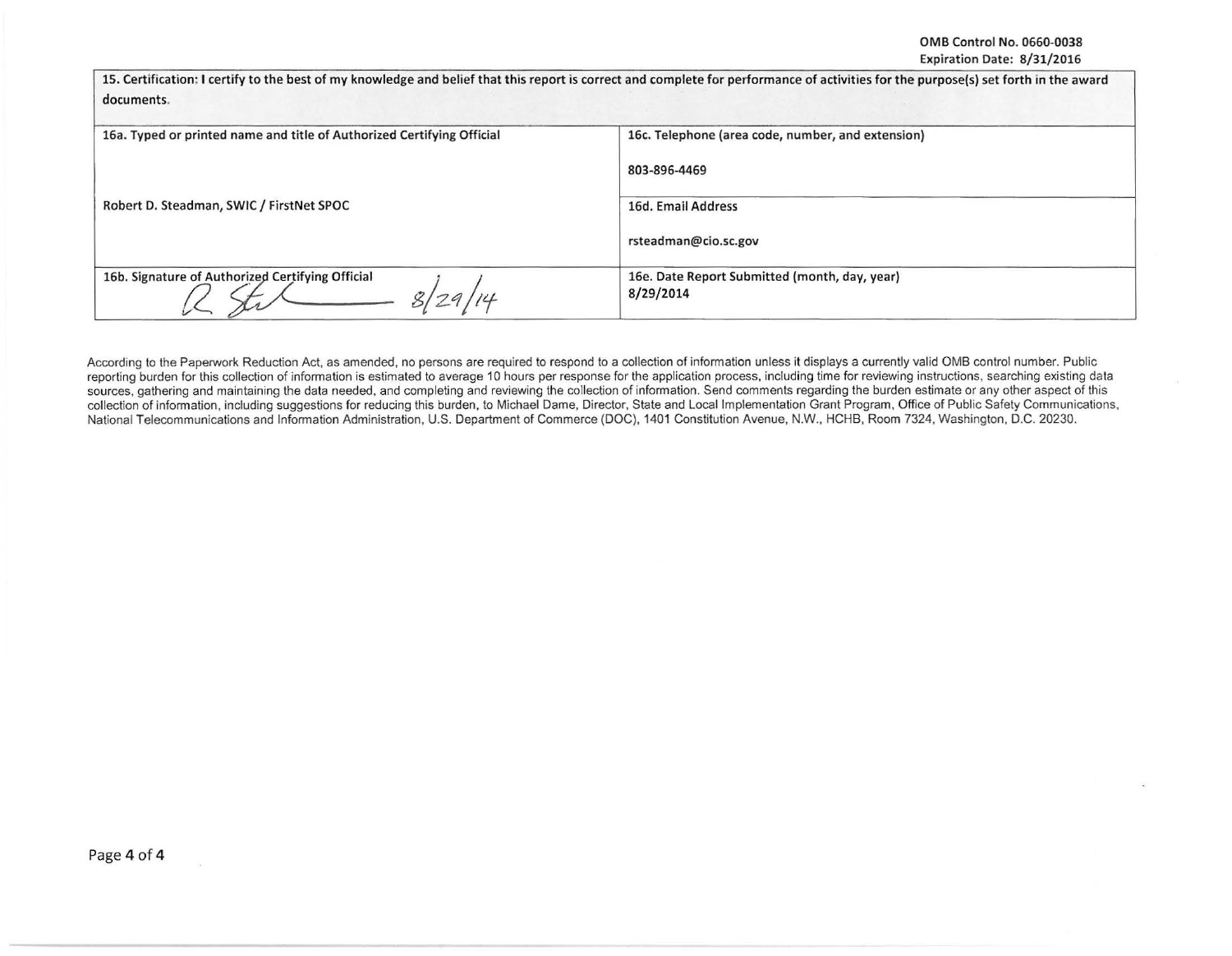OMB Control No. 0660-0038
Expiration Date: 8/31/2016

| | |
|---|---|
| 15. Certification: I certify to the best of my knowledge and belief that this report is correct and complete for performance of activities for the purpose(s) set forth in the award documents. | |
| 16a. Typed or printed name and title of Authorized Certifying Official<br><br>Robert D. Steadman, SWIC / FirstNet SPOC | 16c. Telephone (area code, number, and extension)<br><br>803-896-4469 |
| | 16d. Email Address<br><br>rsteadman@cio.sc.gov |
| 16b. Signature of Authorized Certifying Official<br>R. St. 8/29/14 | 16e. Date Report Submitted (month, day, year)<br>8/29/2014 |

According to the Paperwork Reduction Act, as amended, no persons are required to respond to a collection of information unless it displays a currently valid OMB control number. Public reporting burden for this collection of information is estimated to average 10 hours per response for the application process, including time for reviewing instructions, searching existing data sources, gathering and maintaining the data needed, and completing and reviewing the collection of information. Send comments regarding the burden estimate or any other aspect of this collection of information, including suggestions for reducing this burden, to Michael Dame, Director, State and Local Implementation Grant Program, Office of Public Safety Communications, National Telecommunications and Information Administration, U.S. Department of Commerce (DOC), 1401 Constitution Avenue, N.W., HCHB, Room 7324, Washington, D.C. 20230.